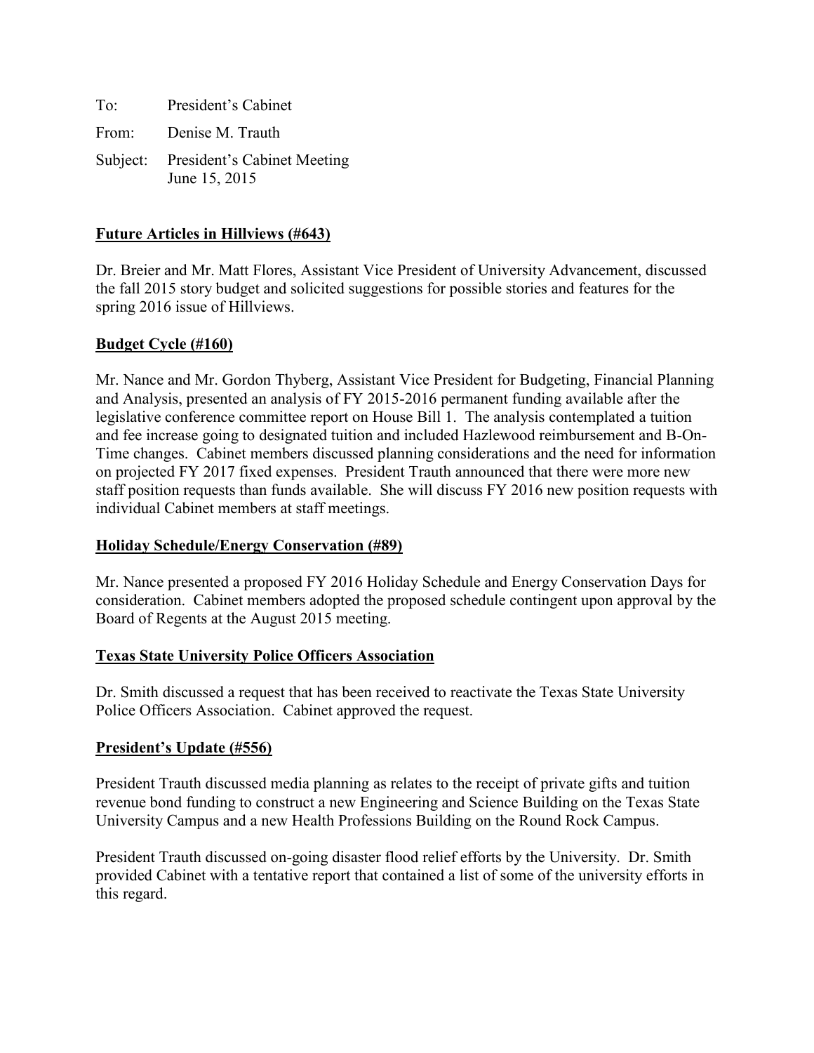To: President's Cabinet

From: Denise M. Trauth

Subject: President's Cabinet Meeting
June 15, 2015

## Future Articles in Hillviews (#643)

Dr. Breier and Mr. Matt Flores, Assistant Vice President of University Advancement, discussed the fall 2015 story budget and solicited suggestions for possible stories and features for the spring 2016 issue of Hillviews.

## Budget Cycle (#160)

Mr. Nance and Mr. Gordon Thyberg, Assistant Vice President for Budgeting, Financial Planning and Analysis, presented an analysis of FY 2015-2016 permanent funding available after the legislative conference committee report on House Bill 1. The analysis contemplated a tuition and fee increase going to designated tuition and included Hazlewood reimbursement and B-On-Time changes. Cabinet members discussed planning considerations and the need for information on projected FY 2017 fixed expenses. President Trauth announced that there were more new staff position requests than funds available. She will discuss FY 2016 new position requests with individual Cabinet members at staff meetings.

## Holiday Schedule/Energy Conservation (#89)

Mr. Nance presented a proposed FY 2016 Holiday Schedule and Energy Conservation Days for consideration. Cabinet members adopted the proposed schedule contingent upon approval by the Board of Regents at the August 2015 meeting.

## Texas State University Police Officers Association

Dr. Smith discussed a request that has been received to reactivate the Texas State University Police Officers Association. Cabinet approved the request.

## President's Update (#556)

President Trauth discussed media planning as relates to the receipt of private gifts and tuition revenue bond funding to construct a new Engineering and Science Building on the Texas State University Campus and a new Health Professions Building on the Round Rock Campus.

President Trauth discussed on-going disaster flood relief efforts by the University. Dr. Smith provided Cabinet with a tentative report that contained a list of some of the university efforts in this regard.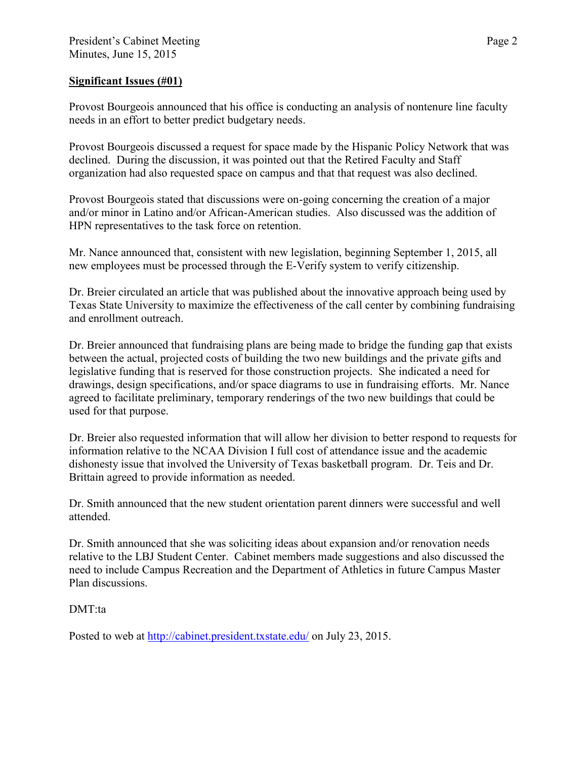**Significant Issues (#01)**

Provost Bourgeois announced that his office is conducting an analysis of nontenure line faculty needs in an effort to better predict budgetary needs.

Provost Bourgeois discussed a request for space made by the Hispanic Policy Network that was declined. During the discussion, it was pointed out that the Retired Faculty and Staff organization had also requested space on campus and that that request was also declined.

Provost Bourgeois stated that discussions were on-going concerning the creation of a major and/or minor in Latino and/or African-American studies. Also discussed was the addition of HPN representatives to the task force on retention.

Mr. Nance announced that, consistent with new legislation, beginning September 1, 2015, all new employees must be processed through the E-Verify system to verify citizenship.

Dr. Breier circulated an article that was published about the innovative approach being used by Texas State University to maximize the effectiveness of the call center by combining fundraising and enrollment outreach.

Dr. Breier announced that fundraising plans are being made to bridge the funding gap that exists between the actual, projected costs of building the two new buildings and the private gifts and legislative funding that is reserved for those construction projects. She indicated a need for drawings, design specifications, and/or space diagrams to use in fundraising efforts. Mr. Nance agreed to facilitate preliminary, temporary renderings of the two new buildings that could be used for that purpose.

Dr. Breier also requested information that will allow her division to better respond to requests for information relative to the NCAA Division I full cost of attendance issue and the academic dishonesty issue that involved the University of Texas basketball program. Dr. Teis and Dr. Brittain agreed to provide information as needed.

Dr. Smith announced that the new student orientation parent dinners were successful and well attended.

Dr. Smith announced that she was soliciting ideas about expansion and/or renovation needs relative to the LBJ Student Center. Cabinet members made suggestions and also discussed the need to include Campus Recreation and the Department of Athletics in future Campus Master Plan discussions.

DMT:ta

Posted to web at http://cabinet.president.txstate.edu/ on July 23, 2015.